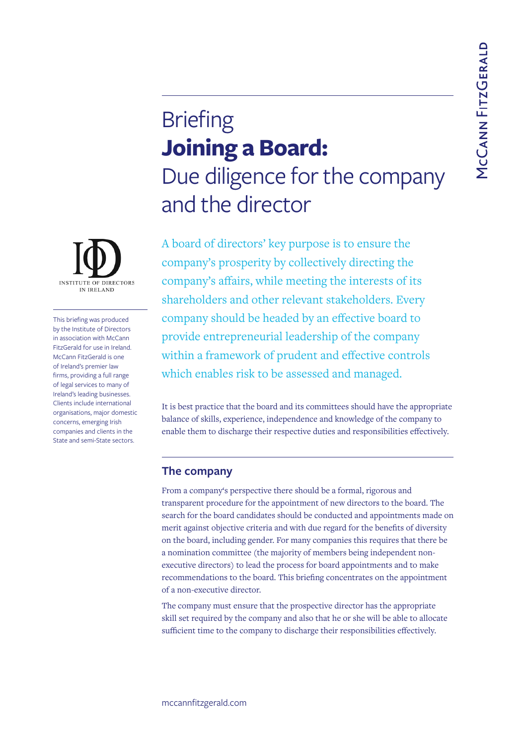# Briefing
# **Joining a Board:** Due diligence for the company and the director

INSTITUTE OF DIRECTORS IN IRELAND

This briefing was produced by the Institute of Directors in association with McCann FitzGerald for use in Ireland. McCann FitzGerald is one of Ireland's premier law firms, providing a full range of legal services to many of Ireland's leading businesses. Clients include international organisations, major domestic concerns, emerging Irish companies and clients in the State and semi-State sectors.

A board of directors' key purpose is to ensure the company's prosperity by collectively directing the company's affairs, while meeting the interests of its shareholders and other relevant stakeholders. Every company should be headed by an effective board to provide entrepreneurial leadership of the company within a framework of prudent and effective controls which enables risk to be assessed and managed.

It is best practice that the board and its committees should have the appropriate balance of skills, experience, independence and knowledge of the company to enable them to discharge their respective duties and responsibilities effectively.

## The company

From a company's perspective there should be a formal, rigorous and transparent procedure for the appointment of new directors to the board. The search for the board candidates should be conducted and appointments made on merit against objective criteria and with due regard for the benefits of diversity on the board, including gender. For many companies this requires that there be a nomination committee (the majority of members being independent non-executive directors) to lead the process for board appointments and to make recommendations to the board. This briefing concentrates on the appointment of a non-executive director.

The company must ensure that the prospective director has the appropriate skill set required by the company and also that he or she will be able to allocate sufficient time to the company to discharge their responsibilities effectively.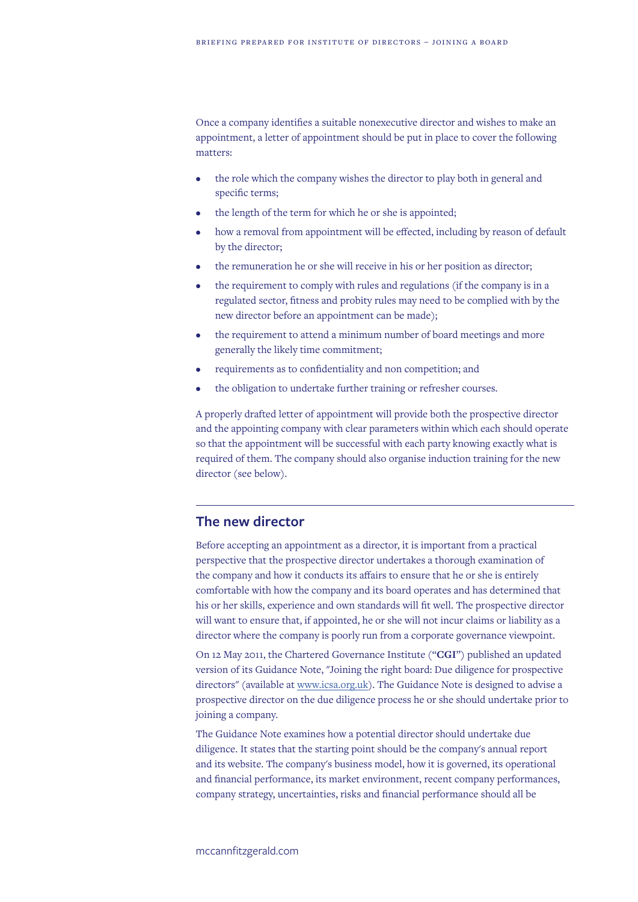Once a company identifies a suitable nonexecutive director and wishes to make an appointment, a letter of appointment should be put in place to cover the following matters:

- the role which the company wishes the director to play both in general and specific terms;
- the length of the term for which he or she is appointed;
- how a removal from appointment will be effected, including by reason of default by the director;
- the remuneration he or she will receive in his or her position as director;
- the requirement to comply with rules and regulations (if the company is in a regulated sector, fitness and probity rules may need to be complied with by the new director before an appointment can be made);
- the requirement to attend a minimum number of board meetings and more generally the likely time commitment;
- requirements as to confidentiality and non competition; and
- the obligation to undertake further training or refresher courses.

A properly drafted letter of appointment will provide both the prospective director and the appointing company with clear parameters within which each should operate so that the appointment will be successful with each party knowing exactly what is required of them. The company should also organise induction training for the new director (see below).

## The new director

Before accepting an appointment as a director, it is important from a practical perspective that the prospective director undertakes a thorough examination of the company and how it conducts its affairs to ensure that he or she is entirely comfortable with how the company and its board operates and has determined that his or her skills, experience and own standards will fit well. The prospective director will want to ensure that, if appointed, he or she will not incur claims or liability as a director where the company is poorly run from a corporate governance viewpoint.

On 12 May 2011, the Chartered Governance Institute ("**CGI**") published an updated version of its Guidance Note, "Joining the right board: Due diligence for prospective directors" (available at www.icsa.org.uk). The Guidance Note is designed to advise a prospective director on the due diligence process he or she should undertake prior to joining a company.

The Guidance Note examines how a potential director should undertake due diligence. It states that the starting point should be the company's annual report and its website. The company's business model, how it is governed, its operational and financial performance, its market environment, recent company performances, company strategy, uncertainties, risks and financial performance should all be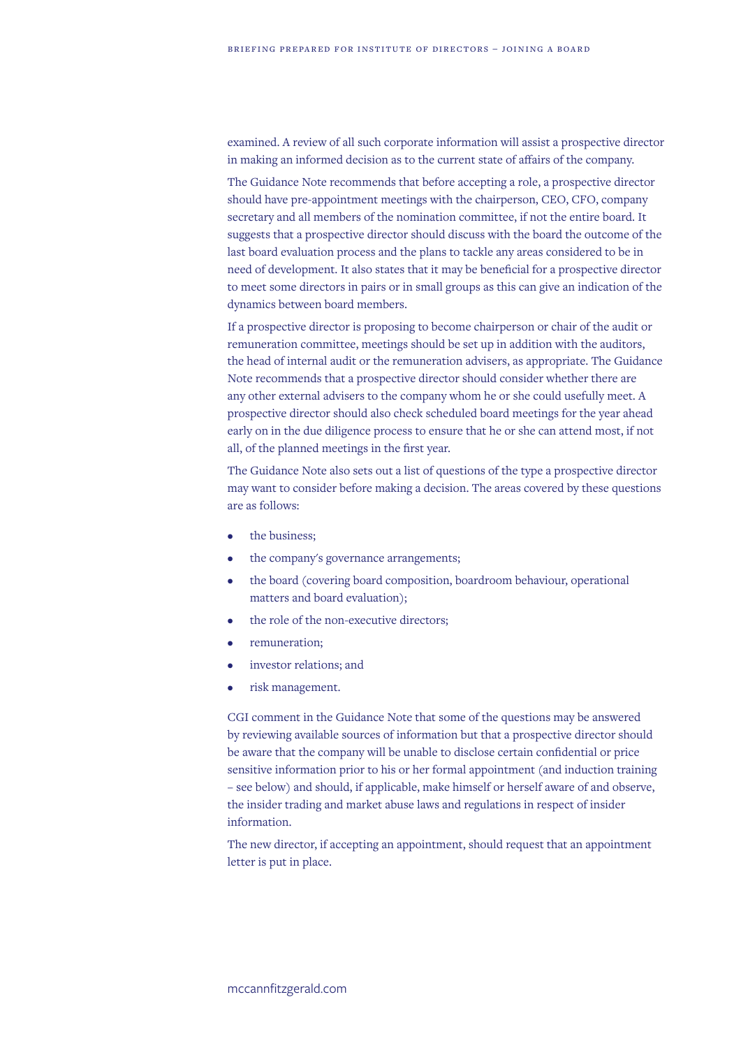examined. A review of all such corporate information will assist a prospective director in making an informed decision as to the current state of affairs of the company.

The Guidance Note recommends that before accepting a role, a prospective director should have pre-appointment meetings with the chairperson, CEO, CFO, company secretary and all members of the nomination committee, if not the entire board. It suggests that a prospective director should discuss with the board the outcome of the last board evaluation process and the plans to tackle any areas considered to be in need of development. It also states that it may be beneficial for a prospective director to meet some directors in pairs or in small groups as this can give an indication of the dynamics between board members.

If a prospective director is proposing to become chairperson or chair of the audit or remuneration committee, meetings should be set up in addition with the auditors, the head of internal audit or the remuneration advisers, as appropriate. The Guidance Note recommends that a prospective director should consider whether there are any other external advisers to the company whom he or she could usefully meet. A prospective director should also check scheduled board meetings for the year ahead early on in the due diligence process to ensure that he or she can attend most, if not all, of the planned meetings in the first year.

The Guidance Note also sets out a list of questions of the type a prospective director may want to consider before making a decision. The areas covered by these questions are as follows:

- the business;
- the company's governance arrangements;
- the board (covering board composition, boardroom behaviour, operational matters and board evaluation);
- the role of the non-executive directors;
- remuneration;
- investor relations; and
- risk management.

CGI comment in the Guidance Note that some of the questions may be answered by reviewing available sources of information but that a prospective director should be aware that the company will be unable to disclose certain confidential or price sensitive information prior to his or her formal appointment (and induction training – see below) and should, if applicable, make himself or herself aware of and observe, the insider trading and market abuse laws and regulations in respect of insider information.

The new director, if accepting an appointment, should request that an appointment letter is put in place.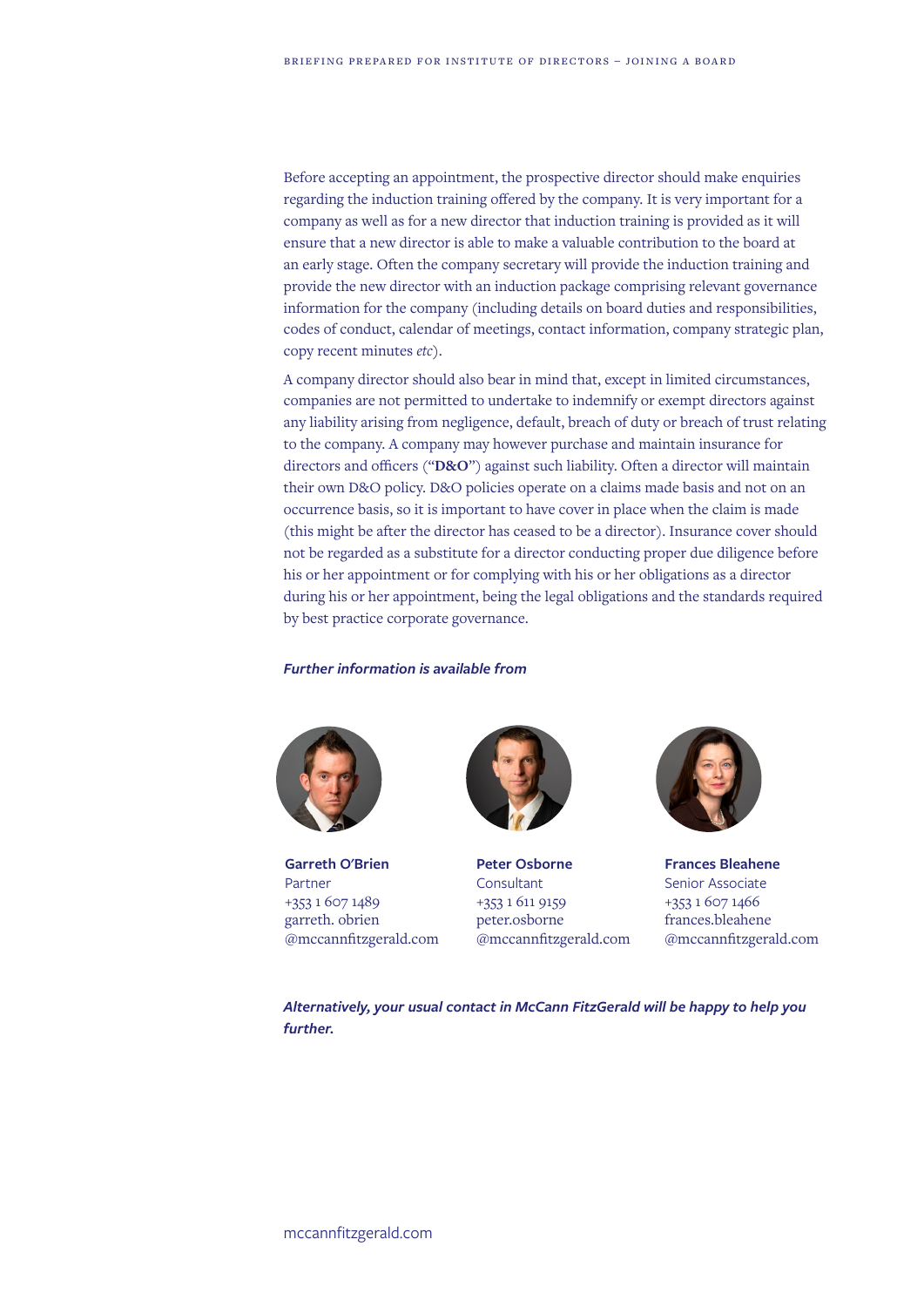Before accepting an appointment, the prospective director should make enquiries regarding the induction training offered by the company. It is very important for a company as well as for a new director that induction training is provided as it will ensure that a new director is able to make a valuable contribution to the board at an early stage. Often the company secretary will provide the induction training and provide the new director with an induction package comprising relevant governance information for the company (including details on board duties and responsibilities, codes of conduct, calendar of meetings, contact information, company strategic plan, copy recent minutes *etc*).

A company director should also bear in mind that, except in limited circumstances, companies are not permitted to undertake to indemnify or exempt directors against any liability arising from negligence, default, breach of duty or breach of trust relating to the company. A company may however purchase and maintain insurance for directors and officers (“**D&O**”) against such liability. Often a director will maintain their own D&O policy. D&O policies operate on a claims made basis and not on an occurrence basis, so it is important to have cover in place when the claim is made (this might be after the director has ceased to be a director). Insurance cover should not be regarded as a substitute for a director conducting proper due diligence before his or her appointment or for complying with his or her obligations as a director during his or her appointment, being the legal obligations and the standards required by best practice corporate governance.

***Further information is available from***

**Garreth O'Brien**
Partner
+353 1 607 1489
garreth. obrien
@mccannfitzgerald.com

**Peter Osborne**
Consultant
+353 1 611 9159
peter.osborne
@mccannfitzgerald.com

**Frances Bleahene**
Senior Associate
+353 1 607 1466
frances.bleahene
@mccannfitzgerald.com

***Alternatively, your usual contact in McCann FitzGerald will be happy to help you further.***

mccannfitzgerald.com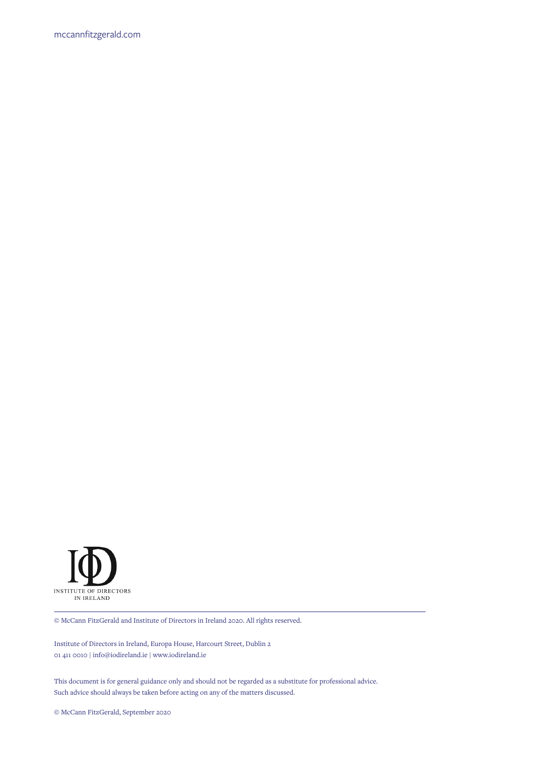mccannfitzgerald.com

INSTITUTE OF DIRECTORS IN IRELAND

© McCann FitzGerald and Institute of Directors in Ireland 2020. All rights reserved.

Institute of Directors in Ireland, Europa House, Harcourt Street, Dublin 2
01 411 0010 | info@iodireland.ie | www.iodireland.ie

This document is for general guidance only and should not be regarded as a substitute for professional advice.
Such advice should always be taken before acting on any of the matters discussed.

© McCann FitzGerald, September 2020